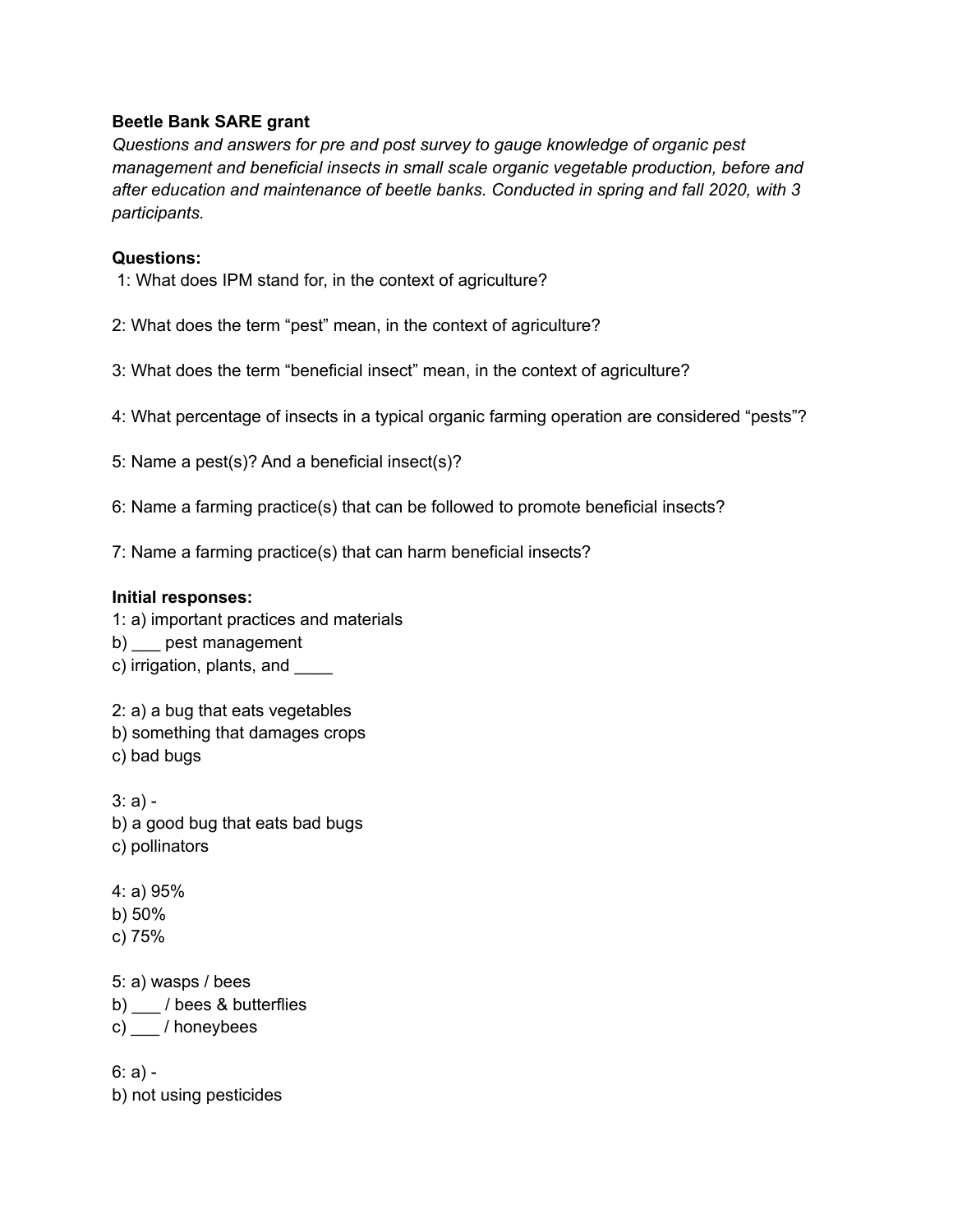**Beetle Bank SARE grant**

*Questions and answers for pre and post survey to gauge knowledge of organic pest management and beneficial insects in small scale organic vegetable production, before and after education and maintenance of beetle banks. Conducted in spring and fall 2020, with 3 participants.*

**Questions:**

1: What does IPM stand for, in the context of agriculture?

2: What does the term “pest” mean, in the context of agriculture?

3: What does the term “beneficial insect” mean, in the context of agriculture?

4: What percentage of insects in a typical organic farming operation are considered “pests”?

5: Name a pest(s)? And a beneficial insect(s)?

6: Name a farming practice(s) that can be followed to promote beneficial insects?

7: Name a farming practice(s) that can harm beneficial insects?

**Initial responses:**

1: a) important practices and materials
b) ___ pest management
c) irrigation, plants, and ____

2: a) a bug that eats vegetables
b) something that damages crops
c) bad bugs

3: a) -
b) a good bug that eats bad bugs
c) pollinators

4: a) 95%
b) 50%
c) 75%

5: a) wasps / bees
b) ___ / bees & butterflies
c) ___ / honeybees

6: a) -
b) not using pesticides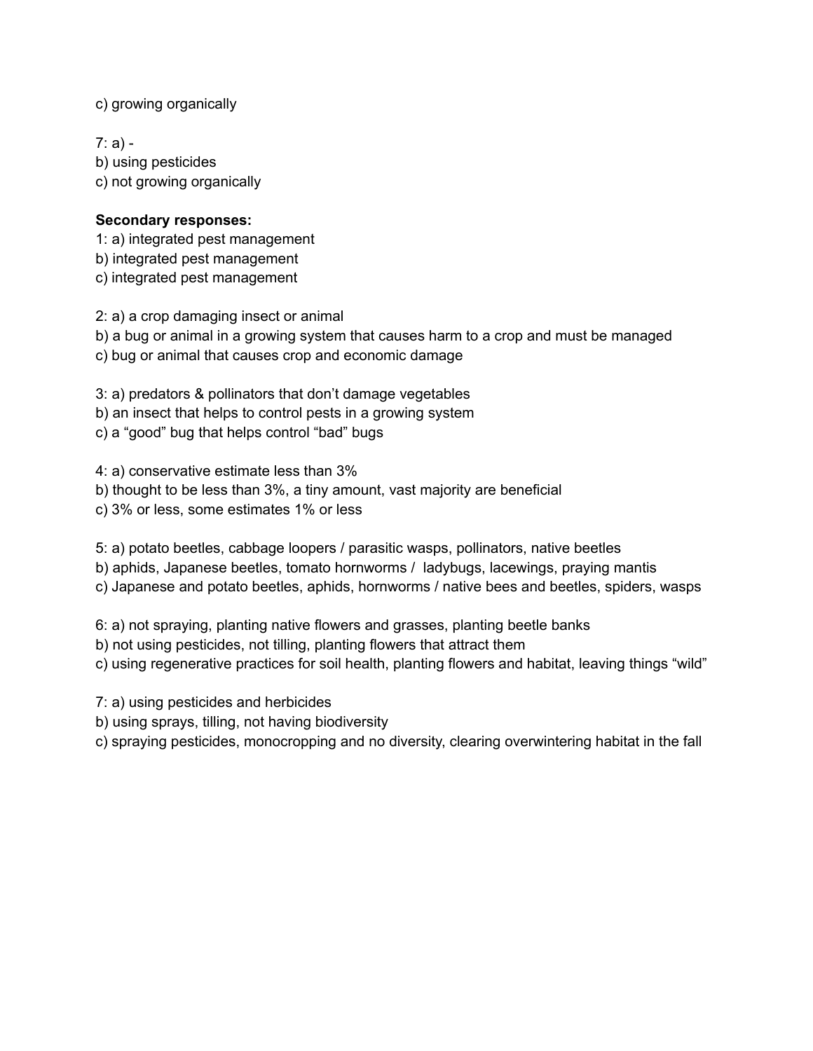c) growing organically

7: a) -
b) using pesticides
c) not growing organically

**Secondary responses:**
1: a) integrated pest management
b) integrated pest management
c) integrated pest management

2: a) a crop damaging insect or animal
b) a bug or animal in a growing system that causes harm to a crop and must be managed
c) bug or animal that causes crop and economic damage

3: a) predators & pollinators that don't damage vegetables
b) an insect that helps to control pests in a growing system
c) a "good" bug that helps control "bad" bugs

4: a) conservative estimate less than 3%
b) thought to be less than 3%, a tiny amount, vast majority are beneficial
c) 3% or less, some estimates 1% or less

5: a) potato beetles, cabbage loopers / parasitic wasps, pollinators, native beetles
b) aphids, Japanese beetles, tomato hornworms / ladybugs, lacewings, praying mantis
c) Japanese and potato beetles, aphids, hornworms / native bees and beetles, spiders, wasps

6: a) not spraying, planting native flowers and grasses, planting beetle banks
b) not using pesticides, not tilling, planting flowers that attract them
c) using regenerative practices for soil health, planting flowers and habitat, leaving things "wild"

7: a) using pesticides and herbicides
b) using sprays, tilling, not having biodiversity
c) spraying pesticides, monocropping and no diversity, clearing overwintering habitat in the fall